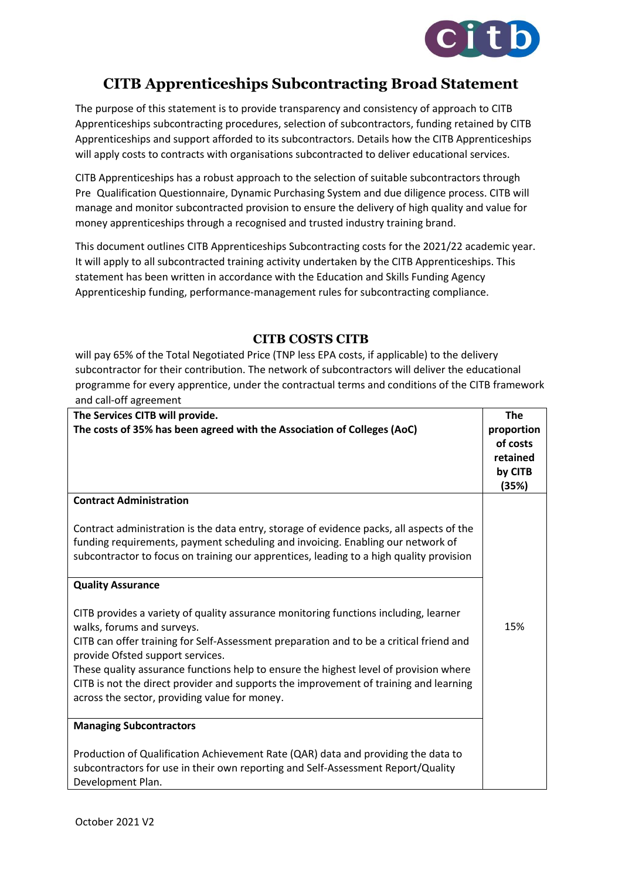# CITB Apprenticeships Subcontracting Broad Statement

The purpose of this statement is to provide transparency and consistency of approach to CITB Apprenticeships subcontracting procedures, selection of subcontractors, funding retained by CITB Apprenticeships and support afforded to its subcontractors. Details how the CITB Apprenticeships will apply costs to contracts with organisations subcontracted to deliver educational services.

CITB Apprenticeships has a robust approach to the selection of suitable subcontractors through Pre Qualification Questionnaire, Dynamic Purchasing System and due diligence process. CITB will manage and monitor subcontracted provision to ensure the delivery of high quality and value for money apprenticeships through a recognised and trusted industry training brand.

This document outlines CITB Apprenticeships Subcontracting costs for the 2021/22 academic year. It will apply to all subcontracted training activity undertaken by the CITB Apprenticeships. This statement has been written in accordance with the Education and Skills Funding Agency Apprenticeship funding, performance-management rules for subcontracting compliance.

## CITB COSTS CITB

will pay 65% of the Total Negotiated Price (TNP less EPA costs, if applicable) to the delivery subcontractor for their contribution. The network of subcontractors will deliver the educational programme for every apprentice, under the contractual terms and conditions of the CITB framework and call-off agreement

| **The Services CITB will provide.**<br>**The costs of 35% has been agreed with the Association of Colleges (AoC)** | **The proportion of costs retained by CITB (35%)** |
|---|---|
| **Contract Administration**<br><br>Contract administration is the data entry, storage of evidence packs, all aspects of the funding requirements, payment scheduling and invoicing. Enabling our network of subcontractor to focus on training our apprentices, leading to a high quality provision | |
| **Quality Assurance**<br><br>CITB provides a variety of quality assurance monitoring functions including, learner walks, forums and surveys.<br>CITB can offer training for Self-Assessment preparation and to be a critical friend and provide Ofsted support services.<br>These quality assurance functions help to ensure the highest level of provision where CITB is not the direct provider and supports the improvement of training and learning across the sector, providing value for money. | 15% |
| **Managing Subcontractors**<br><br>Production of Qualification Achievement Rate (QAR) data and providing the data to subcontractors for use in their own reporting and Self-Assessment Report/Quality Development Plan. | |

October 2021 V2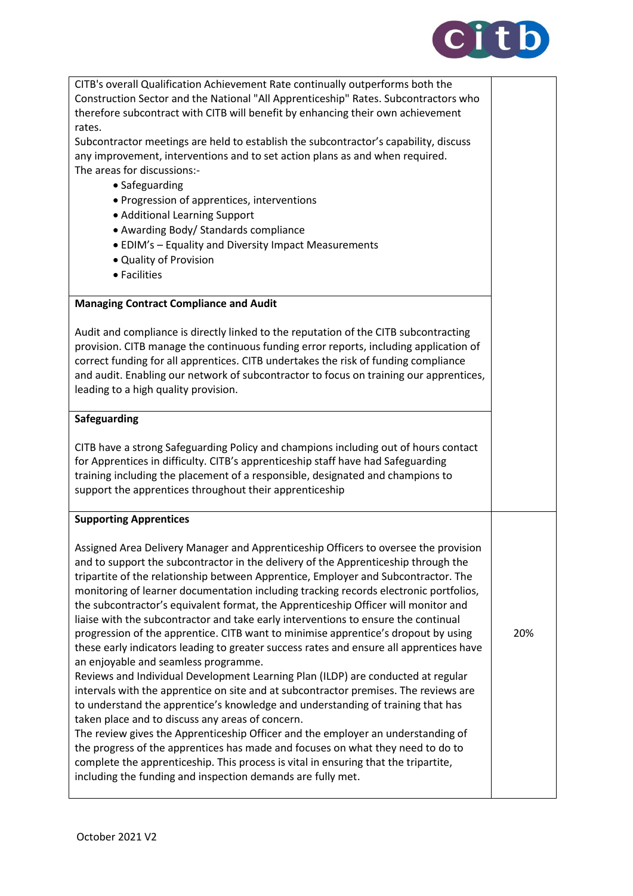| | |
|---|---|
| CITB's overall Qualification Achievement Rate continually outperforms both the Construction Sector and the National "All Apprenticeship" Rates. Subcontractors who therefore subcontract with CITB will benefit by enhancing their own achievement rates.<br>Subcontractor meetings are held to establish the subcontractor's capability, discuss any improvement, interventions and to set action plans as and when required.<br>The areas for discussions:-<br>• Safeguarding<br>• Progression of apprentices, interventions<br>• Additional Learning Support<br>• Awarding Body/ Standards compliance<br>• EDIM's – Equality and Diversity Impact Measurements<br>• Quality of Provision<br>• Facilities | |
| **Managing Contract Compliance and Audit**<br><br>Audit and compliance is directly linked to the reputation of the CITB subcontracting provision. CITB manage the continuous funding error reports, including application of correct funding for all apprentices. CITB undertakes the risk of funding compliance and audit. Enabling our network of subcontractor to focus on training our apprentices, leading to a high quality provision. | |
| **Safeguarding**<br><br>CITB have a strong Safeguarding Policy and champions including out of hours contact for Apprentices in difficulty. CITB's apprenticeship staff have had Safeguarding training including the placement of a responsible, designated and champions to support the apprentices throughout their apprenticeship | |
| **Supporting Apprentices**<br><br>Assigned Area Delivery Manager and Apprenticeship Officers to oversee the provision and to support the subcontractor in the delivery of the Apprenticeship through the tripartite of the relationship between Apprentice, Employer and Subcontractor. The monitoring of learner documentation including tracking records electronic portfolios, the subcontractor's equivalent format, the Apprenticeship Officer will monitor and liaise with the subcontractor and take early interventions to ensure the continual progression of the apprentice. CITB want to minimise apprentice's dropout by using these early indicators leading to greater success rates and ensure all apprentices have an enjoyable and seamless programme.<br>Reviews and Individual Development Learning Plan (ILDP) are conducted at regular intervals with the apprentice on site and at subcontractor premises. The reviews are to understand the apprentice's knowledge and understanding of training that has taken place and to discuss any areas of concern.<br>The review gives the Apprenticeship Officer and the employer an understanding of the progress of the apprentices has made and focuses on what they need to do to complete the apprenticeship. This process is vital in ensuring that the tripartite, including the funding and inspection demands are fully met. | 20% |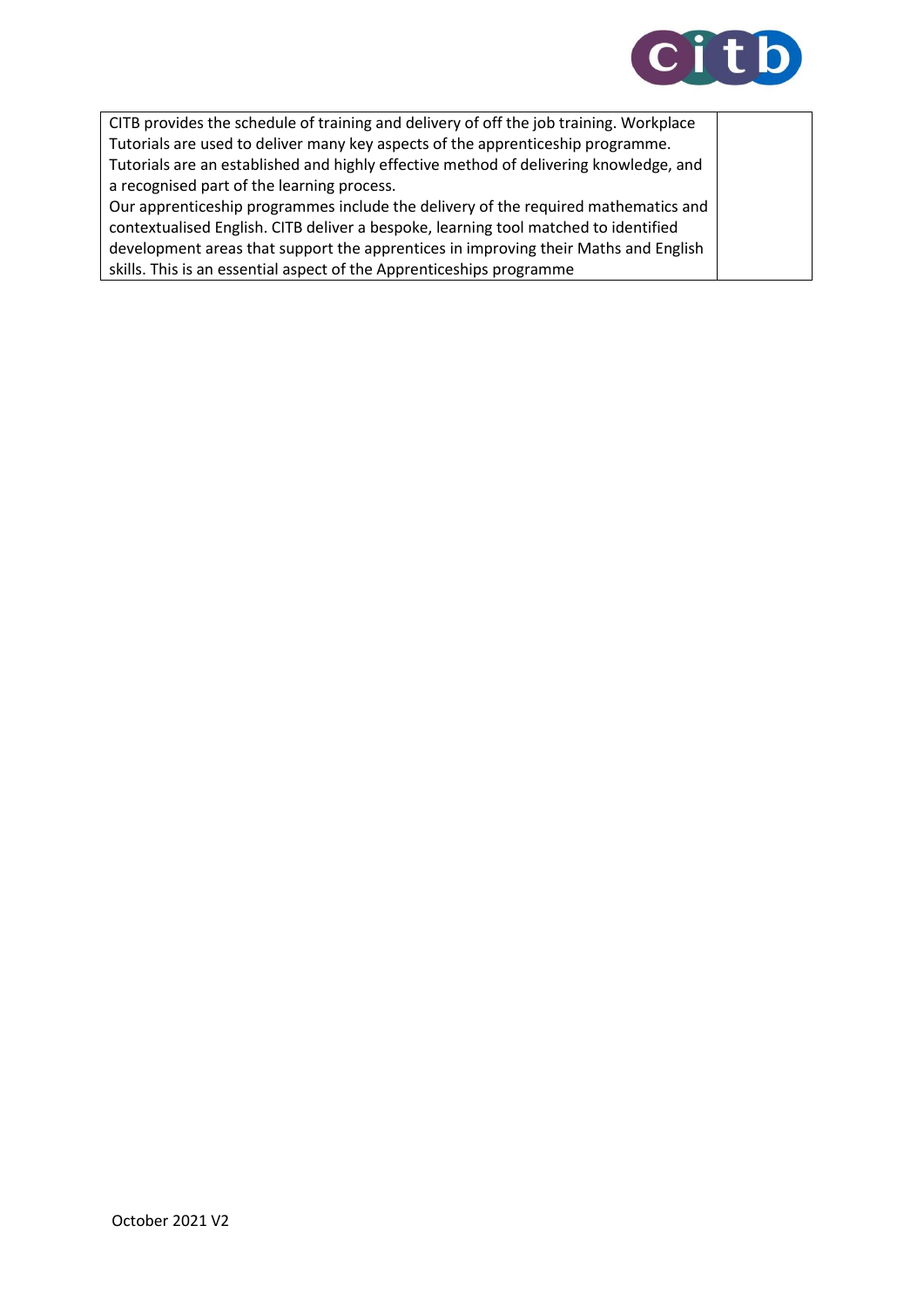| | |
|---|---|
| CITB provides the schedule of training and delivery of off the job training. Workplace Tutorials are used to deliver many key aspects of the apprenticeship programme. Tutorials are an established and highly effective method of delivering knowledge, and a recognised part of the learning process.<br>Our apprenticeship programmes include the delivery of the required mathematics and contextualised English. CITB deliver a bespoke, learning tool matched to identified development areas that support the apprentices in improving their Maths and English skills. This is an essential aspect of the Apprenticeships programme | |

October 2021 V2